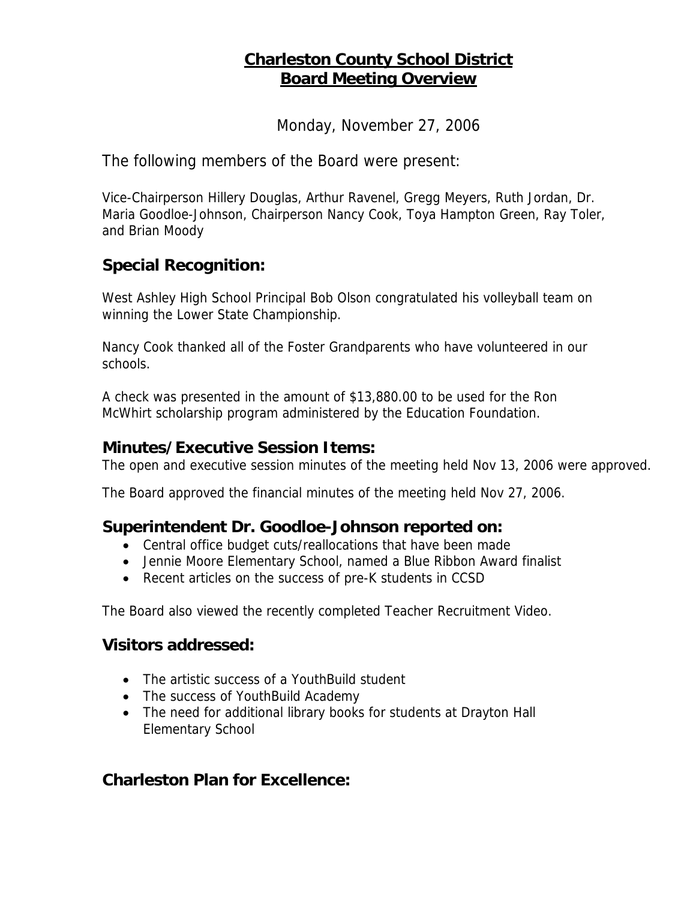# Charleston County School District
# Board Meeting Overview

Monday, November 27, 2006

The following members of the Board were present:

Vice-Chairperson Hillery Douglas, Arthur Ravenel, Gregg Meyers, Ruth Jordan, Dr. Maria Goodloe-Johnson, Chairperson Nancy Cook, Toya Hampton Green, Ray Toler, and Brian Moody

## Special Recognition:

West Ashley High School Principal Bob Olson congratulated his volleyball team on winning the Lower State Championship.

Nancy Cook thanked all of the Foster Grandparents who have volunteered in our schools.

A check was presented in the amount of $13,880.00 to be used for the Ron McWhirt scholarship program administered by the Education Foundation.

## Minutes/Executive Session Items:

The open and executive session minutes of the meeting held Nov 13, 2006 were approved.

The Board approved the financial minutes of the meeting held Nov 27, 2006.

## Superintendent Dr. Goodloe-Johnson reported on:

- Central office budget cuts/reallocations that have been made
- Jennie Moore Elementary School, named a Blue Ribbon Award finalist
- Recent articles on the success of pre-K students in CCSD

The Board also viewed the recently completed Teacher Recruitment Video.

## Visitors addressed:

- The artistic success of a YouthBuild student
- The success of YouthBuild Academy
- The need for additional library books for students at Drayton Hall Elementary School

## Charleston Plan for Excellence: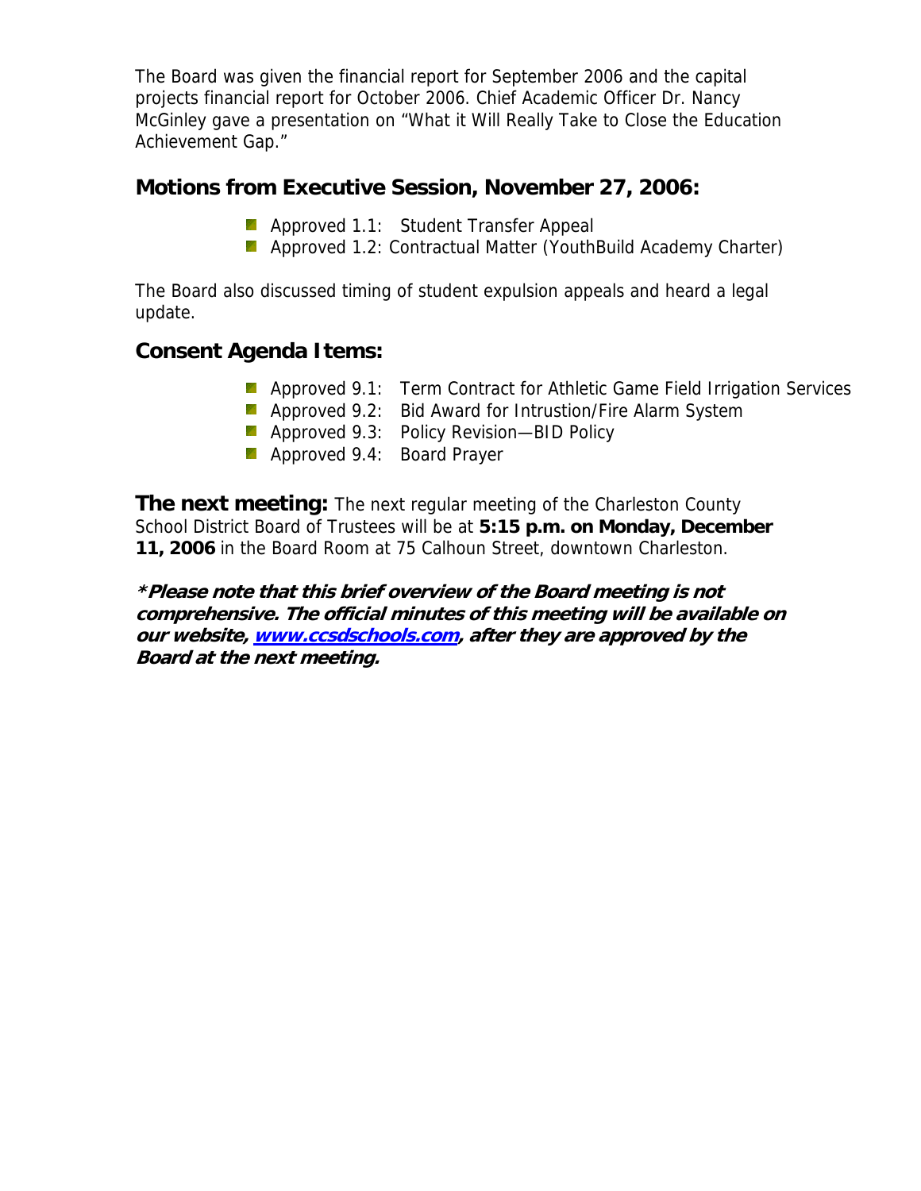The Board was given the financial report for September 2006 and the capital projects financial report for October 2006. Chief Academic Officer Dr. Nancy McGinley gave a presentation on "What it Will Really Take to Close the Education Achievement Gap."

## Motions from Executive Session, November 27, 2006:

- Approved 1.1: Student Transfer Appeal
- Approved 1.2: Contractual Matter (YouthBuild Academy Charter)

The Board also discussed timing of student expulsion appeals and heard a legal update.

## Consent Agenda Items:

- Approved 9.1: Term Contract for Athletic Game Field Irrigation Services
- Approved 9.2: Bid Award for Intrustion/Fire Alarm System
- Approved 9.3: Policy Revision—BID Policy
- Approved 9.4: Board Prayer

**The next meeting:** The next regular meeting of the Charleston County School District Board of Trustees will be at **5:15 p.m. on Monday, December 11, 2006** in the Board Room at 75 Calhoun Street, downtown Charleston.

***Please note that this brief overview of the Board meeting is not comprehensive. The official minutes of this meeting will be available on our website, [www.ccsdschools.com](http://www.ccsdschools.com), after they are approved by the Board at the next meeting.***